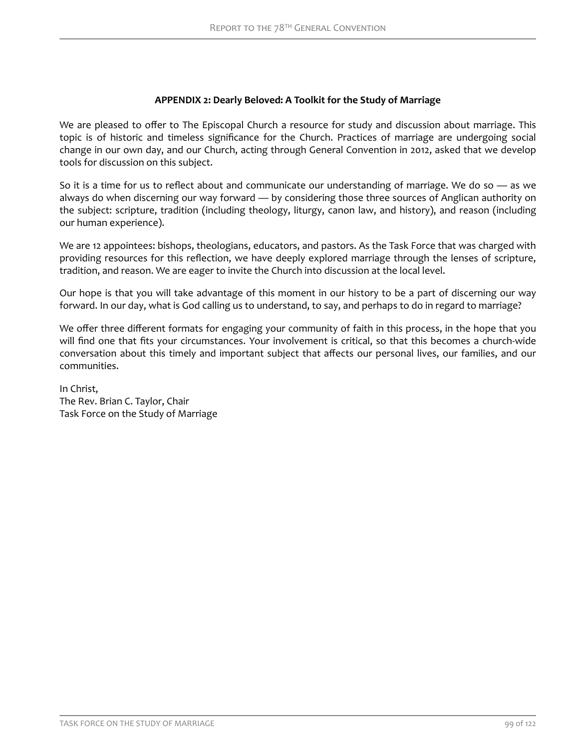## APPENDIX 2: Dearly Beloved: A Toolkit for the Study of Marriage

We are pleased to offer to The Episcopal Church a resource for study and discussion about marriage. This topic is of historic and timeless significance for the Church. Practices of marriage are undergoing social change in our own day, and our Church, acting through General Convention in 2012, asked that we develop tools for discussion on this subject.

So it is a time for us to reflect about and communicate our understanding of marriage. We do so — as we always do when discerning our way forward — by considering those three sources of Anglican authority on the subject: scripture, tradition (including theology, liturgy, canon law, and history), and reason (including our human experience).

We are 12 appointees: bishops, theologians, educators, and pastors. As the Task Force that was charged with providing resources for this reflection, we have deeply explored marriage through the lenses of scripture, tradition, and reason. We are eager to invite the Church into discussion at the local level.

Our hope is that you will take advantage of this moment in our history to be a part of discerning our way forward. In our day, what is God calling us to understand, to say, and perhaps to do in regard to marriage?

We offer three different formats for engaging your community of faith in this process, in the hope that you will find one that fits your circumstances. Your involvement is critical, so that this becomes a church-wide conversation about this timely and important subject that affects our personal lives, our families, and our communities.

In Christ,  
The Rev. Brian C. Taylor, Chair  
Task Force on the Study of Marriage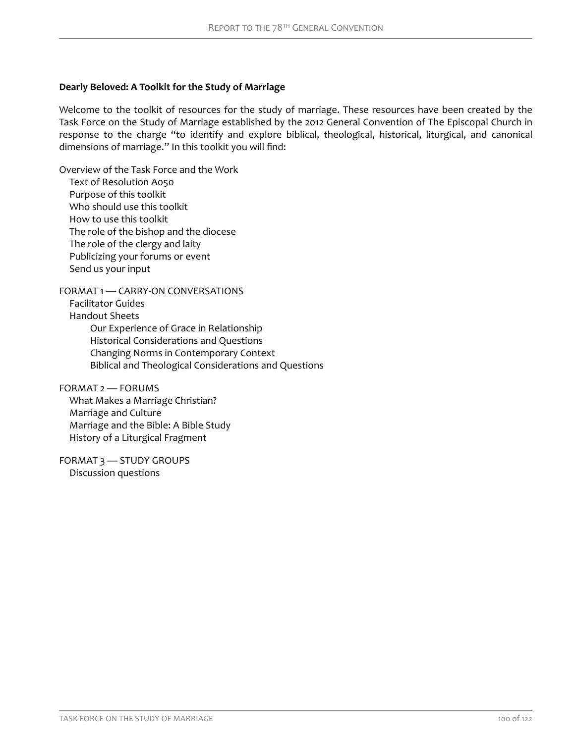**Dearly Beloved: A Toolkit for the Study of Marriage**

Welcome to the toolkit of resources for the study of marriage. These resources have been created by the Task Force on the Study of Marriage established by the 2012 General Convention of The Episcopal Church in response to the charge "to identify and explore biblical, theological, historical, liturgical, and canonical dimensions of marriage." In this toolkit you will find:

- Overview of the Task Force and the Work
  - Text of Resolution A050
  - Purpose of this toolkit
  - Who should use this toolkit
  - How to use this toolkit
  - The role of the bishop and the diocese
  - The role of the clergy and laity
  - Publicizing your forums or event
  - Send us your input
- FORMAT 1 — CARRY-ON CONVERSATIONS
  - Facilitator Guides
  - Handout Sheets
    - Our Experience of Grace in Relationship
    - Historical Considerations and Questions
    - Changing Norms in Contemporary Context
    - Biblical and Theological Considerations and Questions
- FORMAT 2 — FORUMS
  - What Makes a Marriage Christian?
  - Marriage and Culture
  - Marriage and the Bible: A Bible Study
  - History of a Liturgical Fragment
- FORMAT 3 — STUDY GROUPS
  - Discussion questions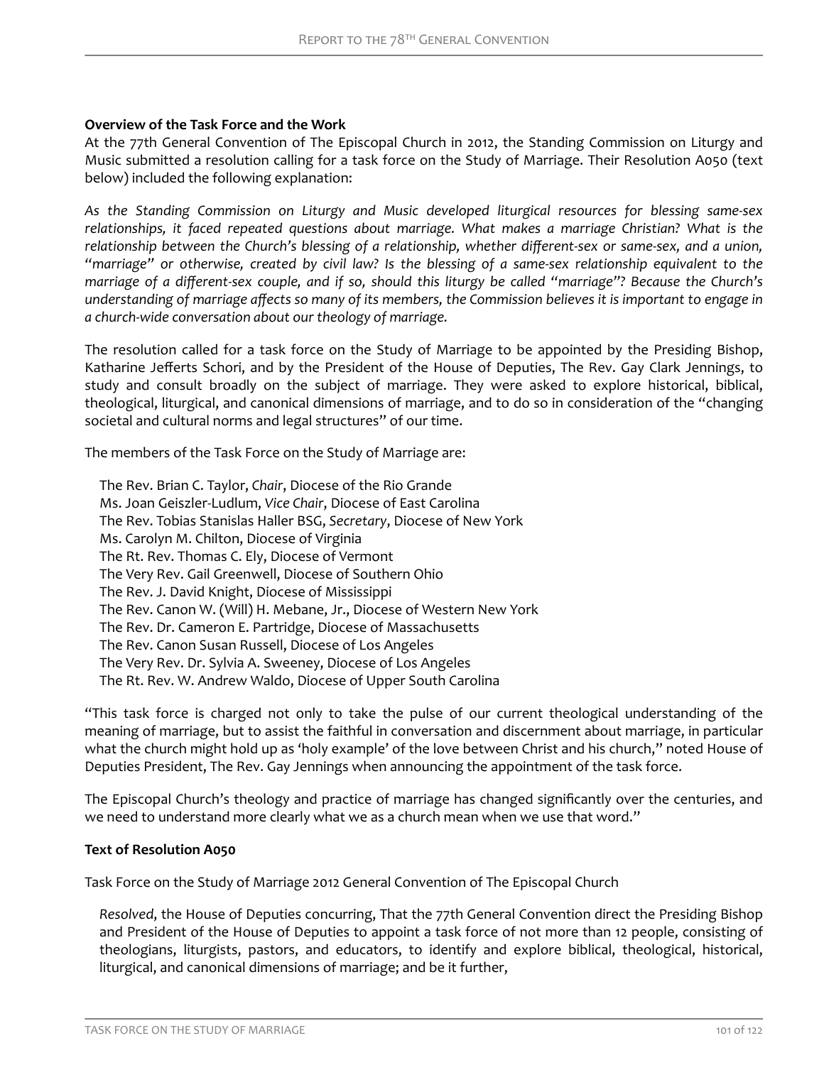**Overview of the Task Force and the Work**

At the 77th General Convention of The Episcopal Church in 2012, the Standing Commission on Liturgy and Music submitted a resolution calling for a task force on the Study of Marriage. Their Resolution A050 (text below) included the following explanation:

*As the Standing Commission on Liturgy and Music developed liturgical resources for blessing same-sex relationships, it faced repeated questions about marriage. What makes a marriage Christian? What is the relationship between the Church's blessing of a relationship, whether different-sex or same-sex, and a union, "marriage" or otherwise, created by civil law? Is the blessing of a same-sex relationship equivalent to the marriage of a different-sex couple, and if so, should this liturgy be called "marriage"? Because the Church's understanding of marriage affects so many of its members, the Commission believes it is important to engage in a church-wide conversation about our theology of marriage.*

The resolution called for a task force on the Study of Marriage to be appointed by the Presiding Bishop, Katharine Jefferts Schori, and by the President of the House of Deputies, The Rev. Gay Clark Jennings, to study and consult broadly on the subject of marriage. They were asked to explore historical, biblical, theological, liturgical, and canonical dimensions of marriage, and to do so in consideration of the "changing societal and cultural norms and legal structures" of our time.

The members of the Task Force on the Study of Marriage are:

The Rev. Brian C. Taylor, *Chair*, Diocese of the Rio Grande
Ms. Joan Geiszler-Ludlum, *Vice Chair*, Diocese of East Carolina
The Rev. Tobias Stanislas Haller BSG, *Secretary*, Diocese of New York
Ms. Carolyn M. Chilton, Diocese of Virginia
The Rt. Rev. Thomas C. Ely, Diocese of Vermont
The Very Rev. Gail Greenwell, Diocese of Southern Ohio
The Rev. J. David Knight, Diocese of Mississippi
The Rev. Canon W. (Will) H. Mebane, Jr., Diocese of Western New York
The Rev. Dr. Cameron E. Partridge, Diocese of Massachusetts
The Rev. Canon Susan Russell, Diocese of Los Angeles
The Very Rev. Dr. Sylvia A. Sweeney, Diocese of Los Angeles
The Rt. Rev. W. Andrew Waldo, Diocese of Upper South Carolina

"This task force is charged not only to take the pulse of our current theological understanding of the meaning of marriage, but to assist the faithful in conversation and discernment about marriage, in particular what the church might hold up as 'holy example' of the love between Christ and his church," noted House of Deputies President, The Rev. Gay Jennings when announcing the appointment of the task force.

The Episcopal Church's theology and practice of marriage has changed significantly over the centuries, and we need to understand more clearly what we as a church mean when we use that word."

**Text of Resolution A050**

Task Force on the Study of Marriage 2012 General Convention of The Episcopal Church

*Resolved*, the House of Deputies concurring, That the 77th General Convention direct the Presiding Bishop and President of the House of Deputies to appoint a task force of not more than 12 people, consisting of theologians, liturgists, pastors, and educators, to identify and explore biblical, theological, historical, liturgical, and canonical dimensions of marriage; and be it further,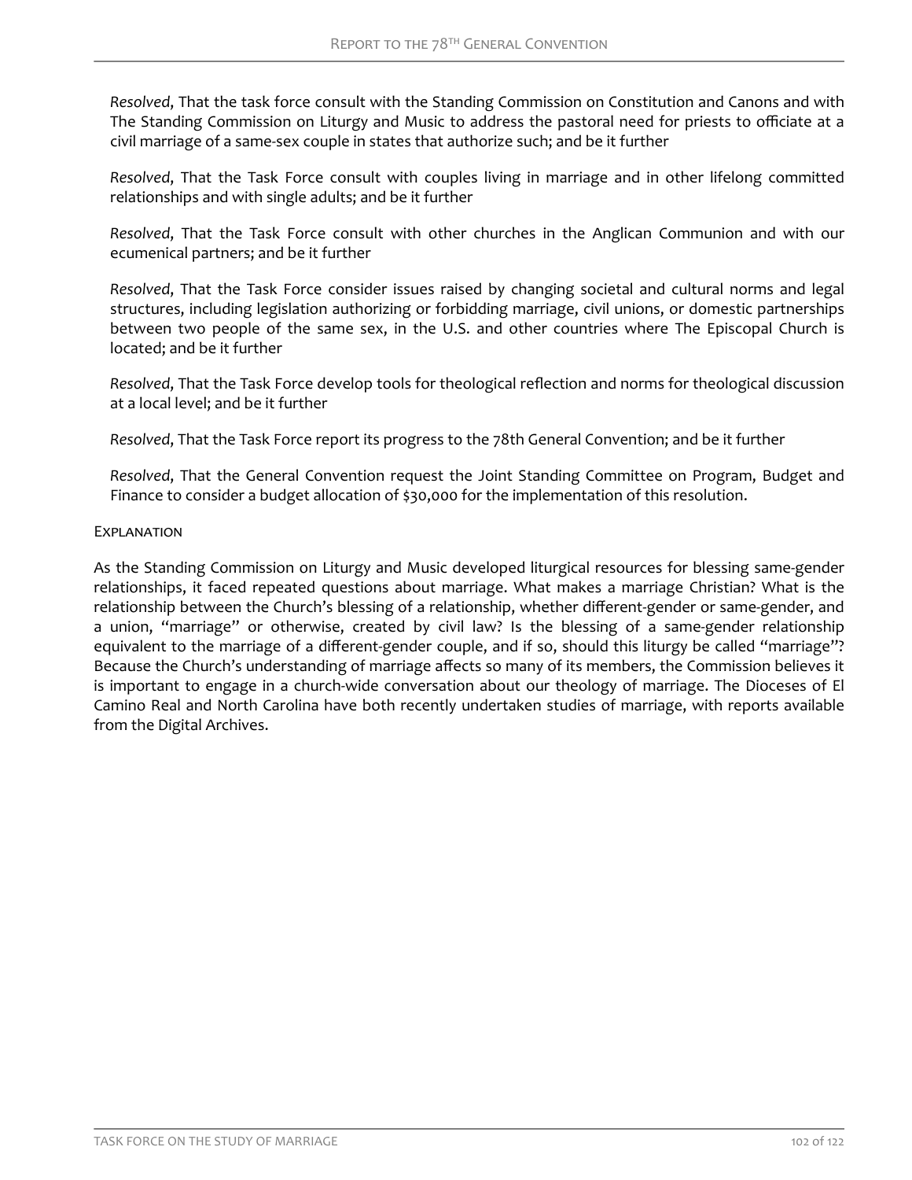*Resolved*, That the task force consult with the Standing Commission on Constitution and Canons and with The Standing Commission on Liturgy and Music to address the pastoral need for priests to officiate at a civil marriage of a same-sex couple in states that authorize such; and be it further

*Resolved*, That the Task Force consult with couples living in marriage and in other lifelong committed relationships and with single adults; and be it further

*Resolved*, That the Task Force consult with other churches in the Anglican Communion and with our ecumenical partners; and be it further

*Resolved*, That the Task Force consider issues raised by changing societal and cultural norms and legal structures, including legislation authorizing or forbidding marriage, civil unions, or domestic partnerships between two people of the same sex, in the U.S. and other countries where The Episcopal Church is located; and be it further

*Resolved*, That the Task Force develop tools for theological reflection and norms for theological discussion at a local level; and be it further

*Resolved*, That the Task Force report its progress to the 78th General Convention; and be it further

*Resolved*, That the General Convention request the Joint Standing Committee on Program, Budget and Finance to consider a budget allocation of $30,000 for the implementation of this resolution.

### Explanation

As the Standing Commission on Liturgy and Music developed liturgical resources for blessing same-gender relationships, it faced repeated questions about marriage. What makes a marriage Christian? What is the relationship between the Church's blessing of a relationship, whether different-gender or same-gender, and a union, "marriage" or otherwise, created by civil law? Is the blessing of a same-gender relationship equivalent to the marriage of a different-gender couple, and if so, should this liturgy be called "marriage"? Because the Church's understanding of marriage affects so many of its members, the Commission believes it is important to engage in a church-wide conversation about our theology of marriage. The Dioceses of El Camino Real and North Carolina have both recently undertaken studies of marriage, with reports available from the Digital Archives.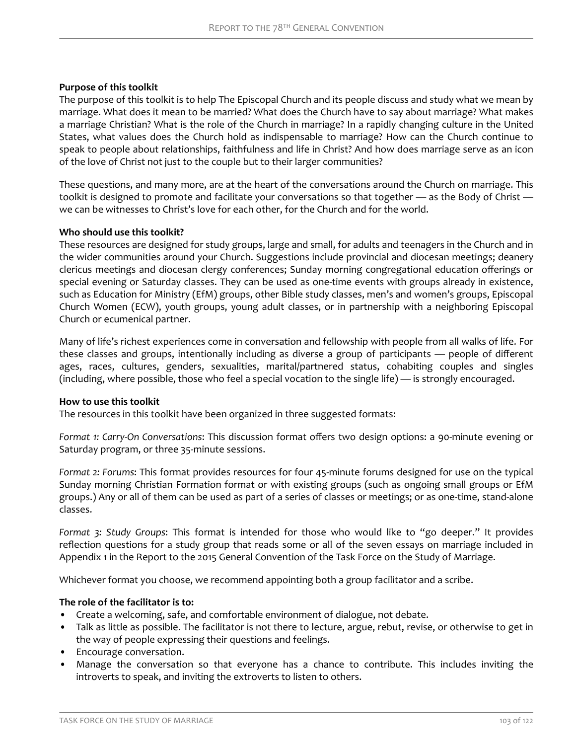**Purpose of this toolkit**

The purpose of this toolkit is to help The Episcopal Church and its people discuss and study what we mean by marriage. What does it mean to be married? What does the Church have to say about marriage? What makes a marriage Christian? What is the role of the Church in marriage? In a rapidly changing culture in the United States, what values does the Church hold as indispensable to marriage? How can the Church continue to speak to people about relationships, faithfulness and life in Christ? And how does marriage serve as an icon of the love of Christ not just to the couple but to their larger communities?

These questions, and many more, are at the heart of the conversations around the Church on marriage. This toolkit is designed to promote and facilitate your conversations so that together — as the Body of Christ — we can be witnesses to Christ's love for each other, for the Church and for the world.

**Who should use this toolkit?**

These resources are designed for study groups, large and small, for adults and teenagers in the Church and in the wider communities around your Church. Suggestions include provincial and diocesan meetings; deanery clericus meetings and diocesan clergy conferences; Sunday morning congregational education offerings or special evening or Saturday classes. They can be used as one-time events with groups already in existence, such as Education for Ministry (EfM) groups, other Bible study classes, men's and women's groups, Episcopal Church Women (ECW), youth groups, young adult classes, or in partnership with a neighboring Episcopal Church or ecumenical partner.

Many of life's richest experiences come in conversation and fellowship with people from all walks of life. For these classes and groups, intentionally including as diverse a group of participants — people of different ages, races, cultures, genders, sexualities, marital/partnered status, cohabiting couples and singles (including, where possible, those who feel a special vocation to the single life) — is strongly encouraged.

**How to use this toolkit**

The resources in this toolkit have been organized in three suggested formats:

*Format 1: Carry-On Conversations*: This discussion format offers two design options: a 90-minute evening or Saturday program, or three 35-minute sessions.

*Format 2: Forums*: This format provides resources for four 45-minute forums designed for use on the typical Sunday morning Christian Formation format or with existing groups (such as ongoing small groups or EfM groups.) Any or all of them can be used as part of a series of classes or meetings; or as one-time, stand-alone classes.

*Format 3: Study Groups*: This format is intended for those who would like to "go deeper." It provides reflection questions for a study group that reads some or all of the seven essays on marriage included in Appendix 1 in the Report to the 2015 General Convention of the Task Force on the Study of Marriage.

Whichever format you choose, we recommend appointing both a group facilitator and a scribe.

**The role of the facilitator is to:**

- Create a welcoming, safe, and comfortable environment of dialogue, not debate.
- Talk as little as possible. The facilitator is not there to lecture, argue, rebut, revise, or otherwise to get in the way of people expressing their questions and feelings.
- Encourage conversation.
- Manage the conversation so that everyone has a chance to contribute. This includes inviting the introverts to speak, and inviting the extroverts to listen to others.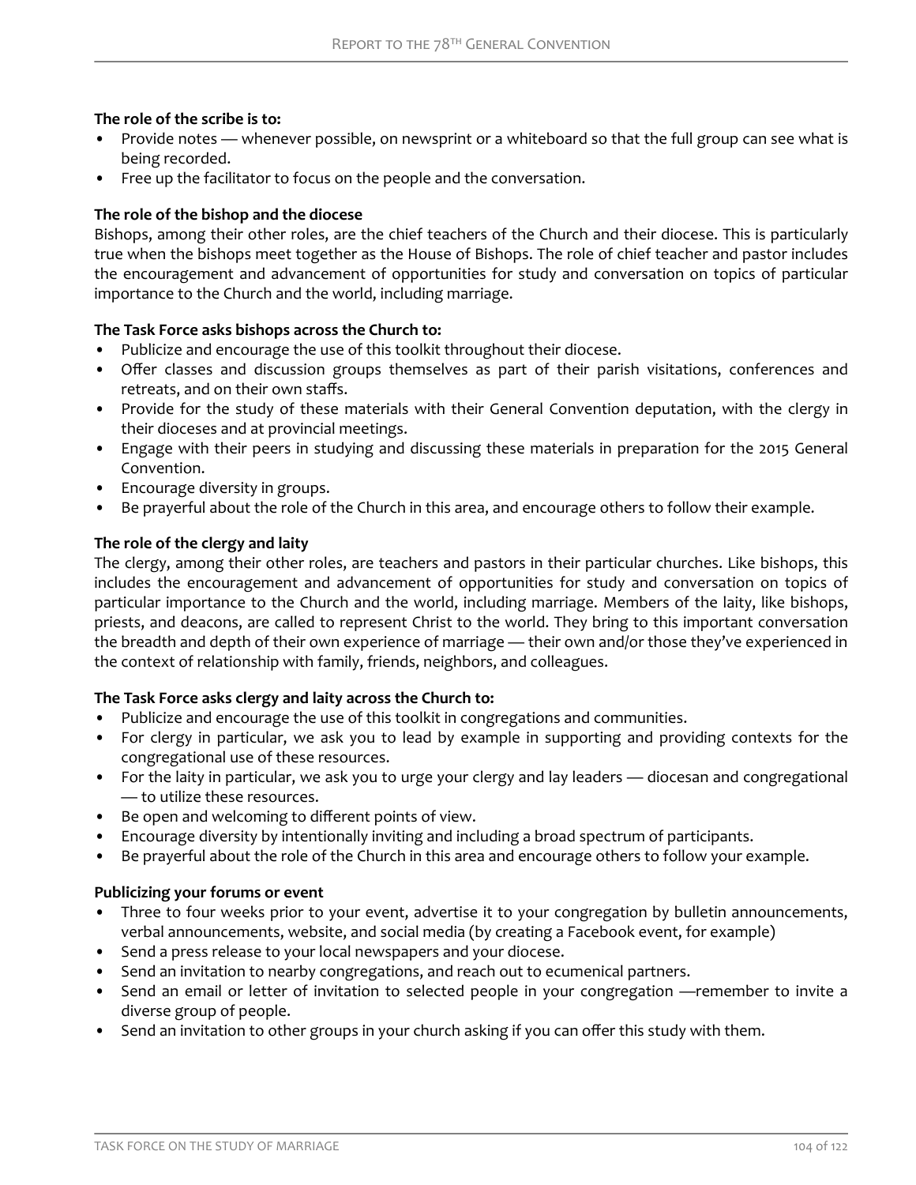**The role of the scribe is to:**

- Provide notes — whenever possible, on newsprint or a whiteboard so that the full group can see what is being recorded.
- Free up the facilitator to focus on the people and the conversation.

**The role of the bishop and the diocese**

Bishops, among their other roles, are the chief teachers of the Church and their diocese. This is particularly true when the bishops meet together as the House of Bishops. The role of chief teacher and pastor includes the encouragement and advancement of opportunities for study and conversation on topics of particular importance to the Church and the world, including marriage.

**The Task Force asks bishops across the Church to:**

- Publicize and encourage the use of this toolkit throughout their diocese.
- Offer classes and discussion groups themselves as part of their parish visitations, conferences and retreats, and on their own staffs.
- Provide for the study of these materials with their General Convention deputation, with the clergy in their dioceses and at provincial meetings.
- Engage with their peers in studying and discussing these materials in preparation for the 2015 General Convention.
- Encourage diversity in groups.
- Be prayerful about the role of the Church in this area, and encourage others to follow their example.

**The role of the clergy and laity**

The clergy, among their other roles, are teachers and pastors in their particular churches. Like bishops, this includes the encouragement and advancement of opportunities for study and conversation on topics of particular importance to the Church and the world, including marriage. Members of the laity, like bishops, priests, and deacons, are called to represent Christ to the world. They bring to this important conversation the breadth and depth of their own experience of marriage — their own and/or those they've experienced in the context of relationship with family, friends, neighbors, and colleagues.

**The Task Force asks clergy and laity across the Church to:**

- Publicize and encourage the use of this toolkit in congregations and communities.
- For clergy in particular, we ask you to lead by example in supporting and providing contexts for the congregational use of these resources.
- For the laity in particular, we ask you to urge your clergy and lay leaders — diocesan and congregational — to utilize these resources.
- Be open and welcoming to different points of view.
- Encourage diversity by intentionally inviting and including a broad spectrum of participants.
- Be prayerful about the role of the Church in this area and encourage others to follow your example.

**Publicizing your forums or event**

- Three to four weeks prior to your event, advertise it to your congregation by bulletin announcements, verbal announcements, website, and social media (by creating a Facebook event, for example)
- Send a press release to your local newspapers and your diocese.
- Send an invitation to nearby congregations, and reach out to ecumenical partners.
- Send an email or letter of invitation to selected people in your congregation —remember to invite a diverse group of people.
- Send an invitation to other groups in your church asking if you can offer this study with them.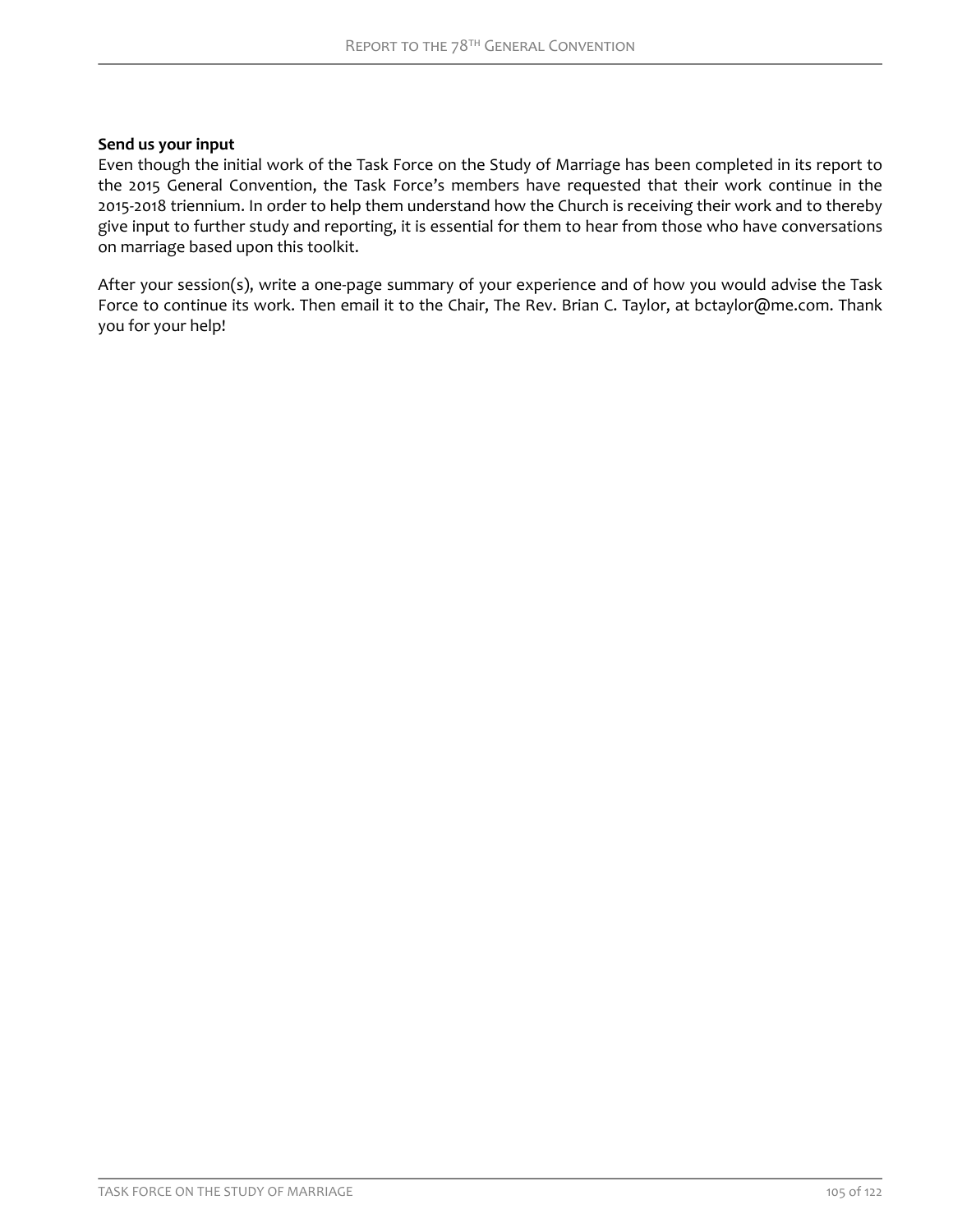**Send us your input**

Even though the initial work of the Task Force on the Study of Marriage has been completed in its report to the 2015 General Convention, the Task Force's members have requested that their work continue in the 2015-2018 triennium. In order to help them understand how the Church is receiving their work and to thereby give input to further study and reporting, it is essential for them to hear from those who have conversations on marriage based upon this toolkit.

After your session(s), write a one-page summary of your experience and of how you would advise the Task Force to continue its work. Then email it to the Chair, The Rev. Brian C. Taylor, at bctaylor@me.com. Thank you for your help!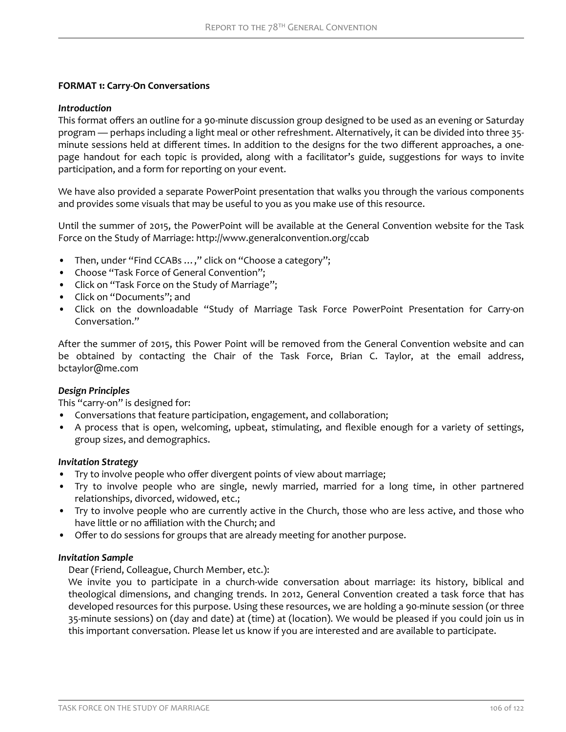**FORMAT 1: Carry-On Conversations**

***Introduction***

This format offers an outline for a 90-minute discussion group designed to be used as an evening or Saturday program — perhaps including a light meal or other refreshment. Alternatively, it can be divided into three 35-minute sessions held at different times. In addition to the designs for the two different approaches, a one-page handout for each topic is provided, along with a facilitator's guide, suggestions for ways to invite participation, and a form for reporting on your event.

We have also provided a separate PowerPoint presentation that walks you through the various components and provides some visuals that may be useful to you as you make use of this resource.

Until the summer of 2015, the PowerPoint will be available at the General Convention website for the Task Force on the Study of Marriage: http://www.generalconvention.org/ccab

- Then, under "Find CCABs …," click on "Choose a category";
- Choose "Task Force of General Convention";
- Click on "Task Force on the Study of Marriage";
- Click on "Documents"; and
- Click on the downloadable "Study of Marriage Task Force PowerPoint Presentation for Carry-on Conversation."

After the summer of 2015, this Power Point will be removed from the General Convention website and can be obtained by contacting the Chair of the Task Force, Brian C. Taylor, at the email address, bctaylor@me.com

***Design Principles***

This "carry-on" is designed for:

- Conversations that feature participation, engagement, and collaboration;
- A process that is open, welcoming, upbeat, stimulating, and flexible enough for a variety of settings, group sizes, and demographics.

***Invitation Strategy***

- Try to involve people who offer divergent points of view about marriage;
- Try to involve people who are single, newly married, married for a long time, in other partnered relationships, divorced, widowed, etc.;
- Try to involve people who are currently active in the Church, those who are less active, and those who have little or no affiliation with the Church; and
- Offer to do sessions for groups that are already meeting for another purpose.

***Invitation Sample***

Dear (Friend, Colleague, Church Member, etc.):

We invite you to participate in a church-wide conversation about marriage: its history, biblical and theological dimensions, and changing trends. In 2012, General Convention created a task force that has developed resources for this purpose. Using these resources, we are holding a 90-minute session (or three 35-minute sessions) on (day and date) at (time) at (location). We would be pleased if you could join us in this important conversation. Please let us know if you are interested and are available to participate.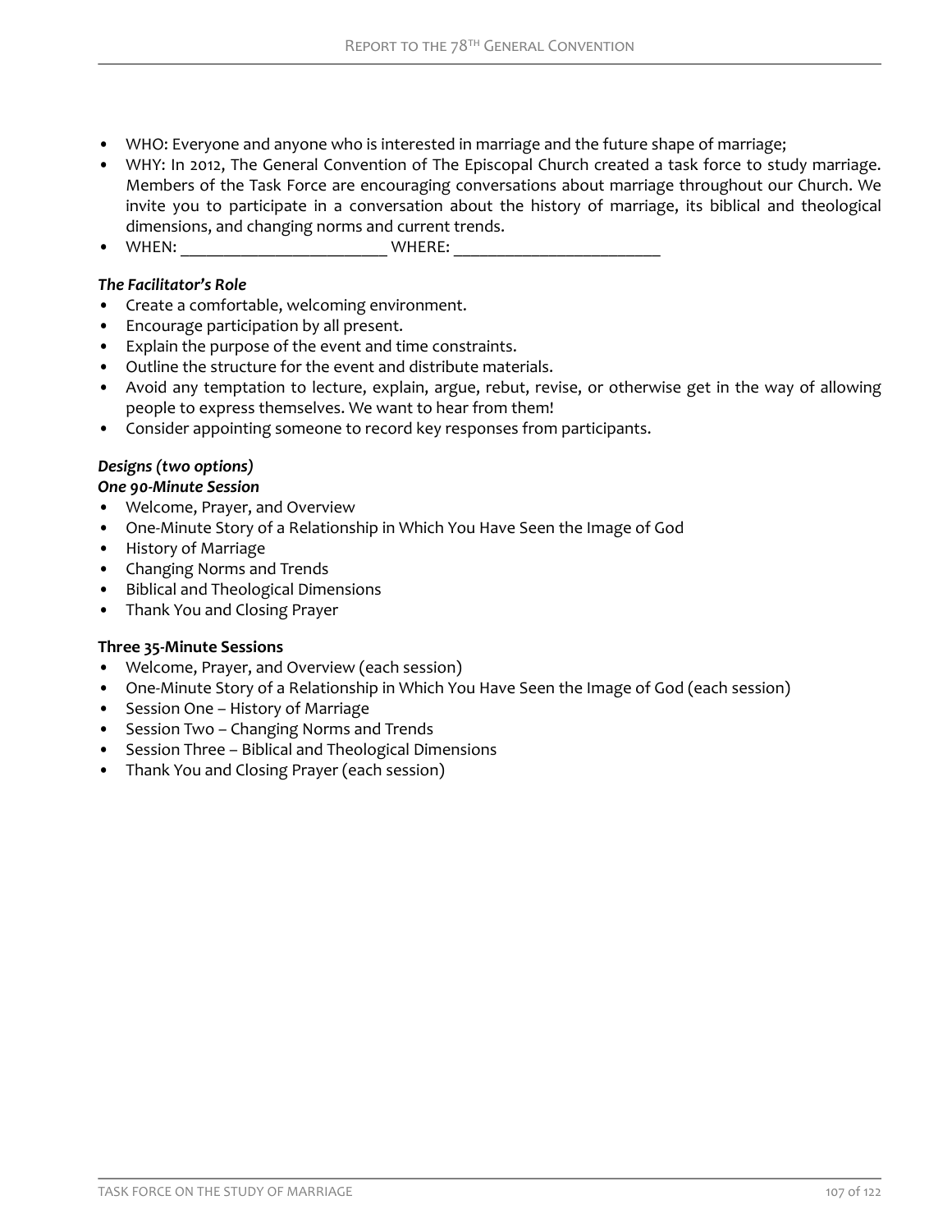- WHO: Everyone and anyone who is interested in marriage and the future shape of marriage;
- WHY: In 2012, The General Convention of The Episcopal Church created a task force to study marriage. Members of the Task Force are encouraging conversations about marriage throughout our Church. We invite you to participate in a conversation about the history of marriage, its biblical and theological dimensions, and changing norms and current trends.
- WHEN: ________________________ WHERE: ________________________

***The Facilitator's Role***

- Create a comfortable, welcoming environment.
- Encourage participation by all present.
- Explain the purpose of the event and time constraints.
- Outline the structure for the event and distribute materials.
- Avoid any temptation to lecture, explain, argue, rebut, revise, or otherwise get in the way of allowing people to express themselves. We want to hear from them!
- Consider appointing someone to record key responses from participants.

***Designs (two options)***

***One 90-Minute Session***

- Welcome, Prayer, and Overview
- One-Minute Story of a Relationship in Which You Have Seen the Image of God
- History of Marriage
- Changing Norms and Trends
- Biblical and Theological Dimensions
- Thank You and Closing Prayer

**Three 35-Minute Sessions**

- Welcome, Prayer, and Overview (each session)
- One-Minute Story of a Relationship in Which You Have Seen the Image of God (each session)
- Session One – History of Marriage
- Session Two – Changing Norms and Trends
- Session Three – Biblical and Theological Dimensions
- Thank You and Closing Prayer (each session)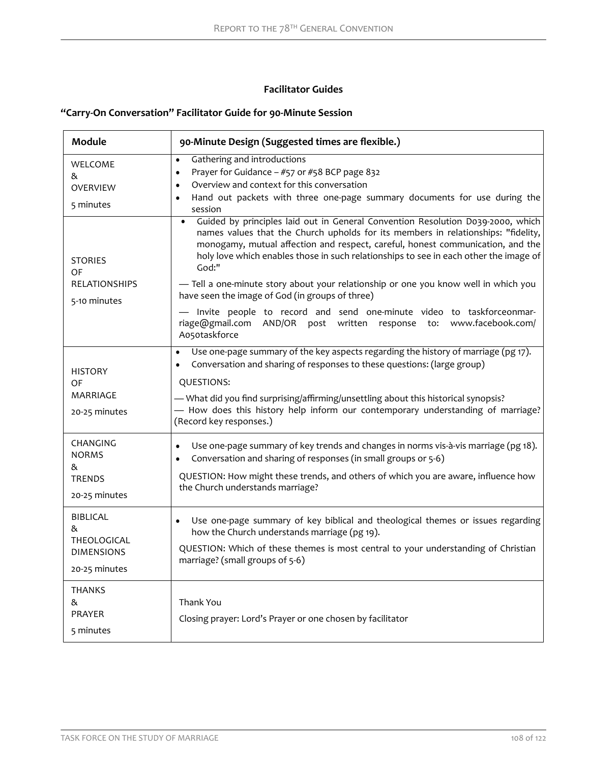## Facilitator Guides

### "Carry-On Conversation" Facilitator Guide for 90-Minute Session

| Module | 90-Minute Design (Suggested times are flexible.) |
|---|---|
| WELCOME & OVERVIEW<br>5 minutes | • Gathering and introductions<br>• Prayer for Guidance – #57 or #58 BCP page 832<br>• Overview and context for this conversation<br>• Hand out packets with three one-page summary documents for use during the session |
| STORIES OF RELATIONSHIPS<br>5-10 minutes | • Guided by principles laid out in General Convention Resolution D039-2000, which names values that the Church upholds for its members in relationships: "fidelity, monogamy, mutual affection and respect, careful, honest communication, and the holy love which enables those in such relationships to see in each other the image of God:"<br>— Tell a one-minute story about your relationship or one you know well in which you have seen the image of God (in groups of three)<br>— Invite people to record and send one-minute video to taskforceonmarriage@gmail.com AND/OR post written response to: www.facebook.com/A050taskforce |
| HISTORY OF MARRIAGE<br>20-25 minutes | • Use one-page summary of the key aspects regarding the history of marriage (pg 17).<br>• Conversation and sharing of responses to these questions: (large group)<br>QUESTIONS:<br>— What did you find surprising/affirming/unsettling about this historical synopsis?<br>— How does this history help inform our contemporary understanding of marriage? (Record key responses.) |
| CHANGING NORMS & TRENDS<br>20-25 minutes | • Use one-page summary of key trends and changes in norms vis-à-vis marriage (pg 18).<br>• Conversation and sharing of responses (in small groups or 5-6)<br>QUESTION: How might these trends, and others of which you are aware, influence how the Church understands marriage? |
| BIBLICAL & THEOLOGICAL DIMENSIONS<br>20-25 minutes | • Use one-page summary of key biblical and theological themes or issues regarding how the Church understands marriage (pg 19).<br>QUESTION: Which of these themes is most central to your understanding of Christian marriage? (small groups of 5-6) |
| THANKS & PRAYER<br>5 minutes | Thank You<br>Closing prayer: Lord's Prayer or one chosen by facilitator |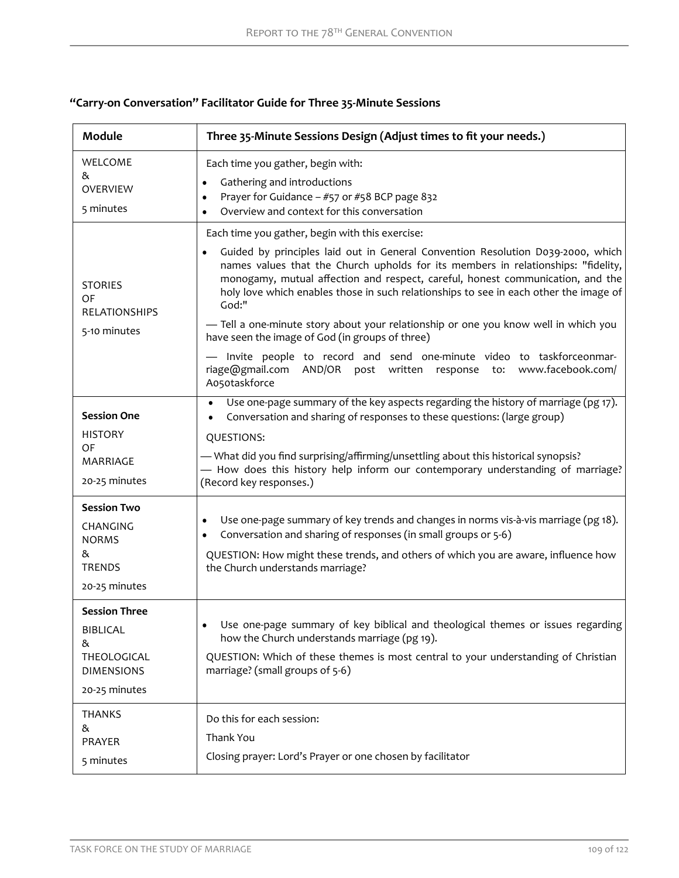**"Carry-on Conversation" Facilitator Guide for Three 35-Minute Sessions**

| Module | Three 35-Minute Sessions Design (Adjust times to fit your needs.) |
|---|---|
| WELCOME<br>&<br>OVERVIEW<br><br>5 minutes | Each time you gather, begin with:<br>• Gathering and introductions<br>• Prayer for Guidance – #57 or #58 BCP page 832<br>• Overview and context for this conversation |
| STORIES<br>OF<br>RELATIONSHIPS<br><br>5-10 minutes | Each time you gather, begin with this exercise:<br>• Guided by principles laid out in General Convention Resolution D039-2000, which names values that the Church upholds for its members in relationships: "fidelity, monogamy, mutual affection and respect, careful, honest communication, and the holy love which enables those in such relationships to see in each other the image of God:"<br>— Tell a one-minute story about your relationship or one you know well in which you have seen the image of God (in groups of three)<br>— Invite people to record and send one-minute video to taskforceonmarriage@gmail.com AND/OR post written response to: www.facebook.com/A050taskforce |
| **Session One**<br>HISTORY<br>OF<br>MARRIAGE<br><br>20-25 minutes | • Use one-page summary of the key aspects regarding the history of marriage (pg 17).<br>• Conversation and sharing of responses to these questions: (large group)<br>QUESTIONS:<br>— What did you find surprising/affirming/unsettling about this historical synopsis?<br>— How does this history help inform our contemporary understanding of marriage? (Record key responses.) |
| **Session Two**<br>CHANGING<br>NORMS<br>&<br>TRENDS<br><br>20-25 minutes | • Use one-page summary of key trends and changes in norms vis-à-vis marriage (pg 18).<br>• Conversation and sharing of responses (in small groups or 5-6)<br>QUESTION: How might these trends, and others of which you are aware, influence how the Church understands marriage? |
| **Session Three**<br>BIBLICAL<br>&<br>THEOLOGICAL<br>DIMENSIONS<br><br>20-25 minutes | • Use one-page summary of key biblical and theological themes or issues regarding how the Church understands marriage (pg 19).<br>QUESTION: Which of these themes is most central to your understanding of Christian marriage? (small groups of 5-6) |
| THANKS<br>&<br>PRAYER<br><br>5 minutes | Do this for each session:<br>Thank You<br>Closing prayer: Lord's Prayer or one chosen by facilitator |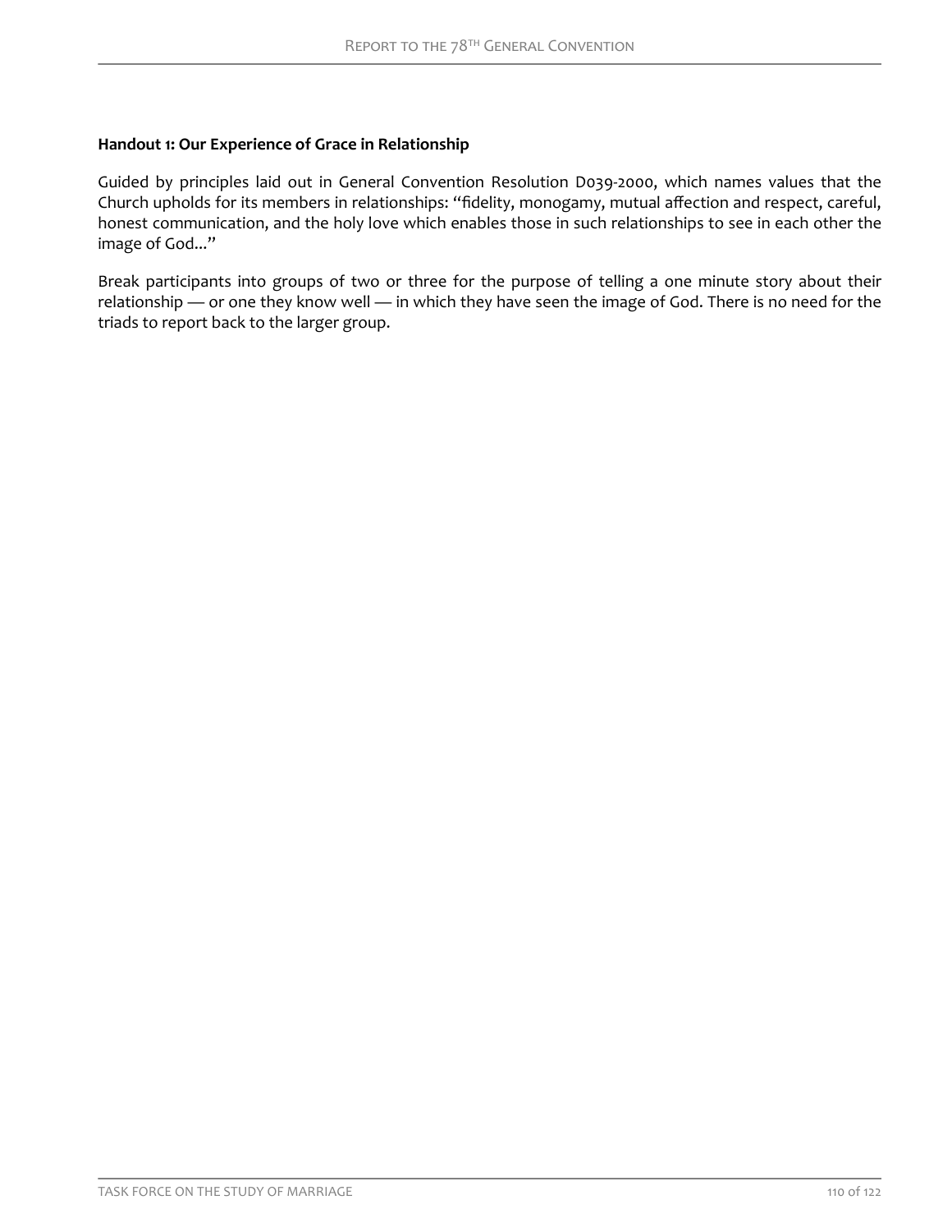**Handout 1: Our Experience of Grace in Relationship**

Guided by principles laid out in General Convention Resolution D039-2000, which names values that the Church upholds for its members in relationships: "fidelity, monogamy, mutual affection and respect, careful, honest communication, and the holy love which enables those in such relationships to see in each other the image of God..."

Break participants into groups of two or three for the purpose of telling a one minute story about their relationship — or one they know well — in which they have seen the image of God. There is no need for the triads to report back to the larger group.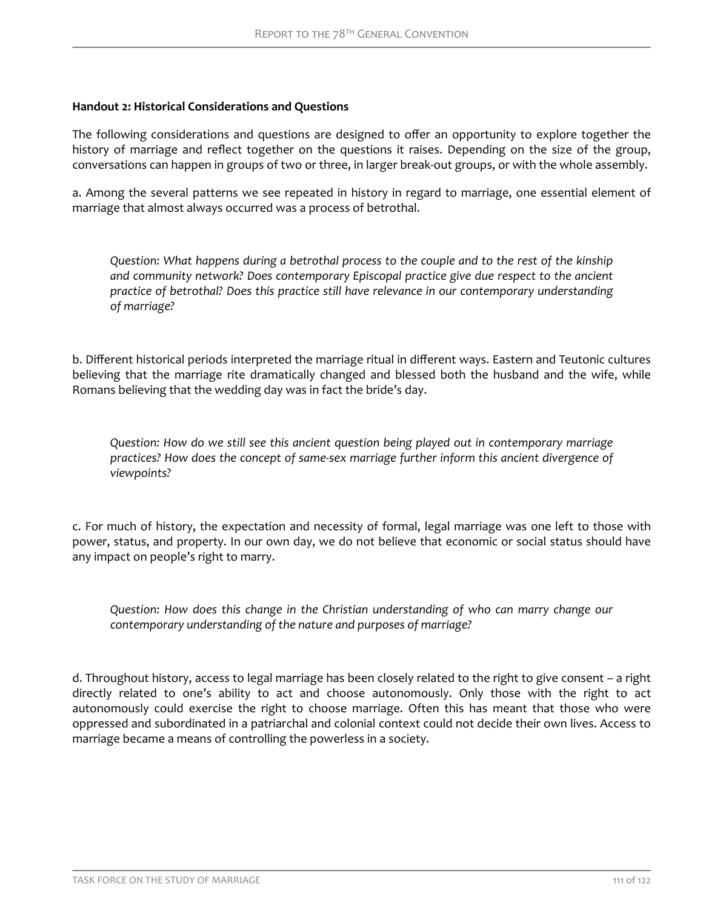**Handout 2: Historical Considerations and Questions**

The following considerations and questions are designed to offer an opportunity to explore together the history of marriage and reflect together on the questions it raises. Depending on the size of the group, conversations can happen in groups of two or three, in larger break-out groups, or with the whole assembly.

a. Among the several patterns we see repeated in history in regard to marriage, one essential element of marriage that almost always occurred was a process of betrothal.

> *Question: What happens during a betrothal process to the couple and to the rest of the kinship and community network? Does contemporary Episcopal practice give due respect to the ancient practice of betrothal? Does this practice still have relevance in our contemporary understanding of marriage?*

b. Different historical periods interpreted the marriage ritual in different ways. Eastern and Teutonic cultures believing that the marriage rite dramatically changed and blessed both the husband and the wife, while Romans believing that the wedding day was in fact the bride's day.

> *Question: How do we still see this ancient question being played out in contemporary marriage practices? How does the concept of same-sex marriage further inform this ancient divergence of viewpoints?*

c. For much of history, the expectation and necessity of formal, legal marriage was one left to those with power, status, and property. In our own day, we do not believe that economic or social status should have any impact on people's right to marry.

> *Question: How does this change in the Christian understanding of who can marry change our contemporary understanding of the nature and purposes of marriage?*

d. Throughout history, access to legal marriage has been closely related to the right to give consent – a right directly related to one's ability to act and choose autonomously. Only those with the right to act autonomously could exercise the right to choose marriage. Often this has meant that those who were oppressed and subordinated in a patriarchal and colonial context could not decide their own lives. Access to marriage became a means of controlling the powerless in a society.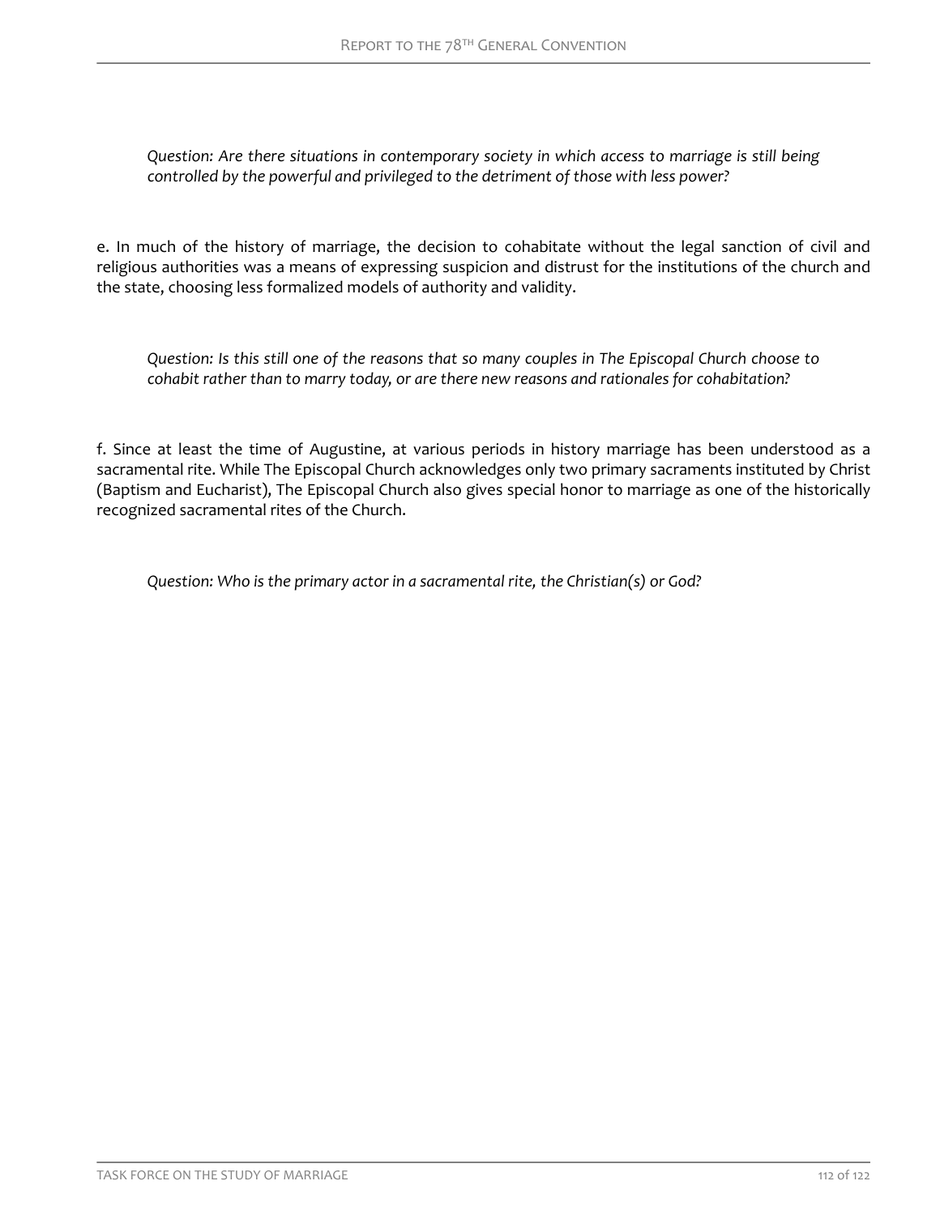*Question: Are there situations in contemporary society in which access to marriage is still being controlled by the powerful and privileged to the detriment of those with less power?*

e. In much of the history of marriage, the decision to cohabitate without the legal sanction of civil and religious authorities was a means of expressing suspicion and distrust for the institutions of the church and the state, choosing less formalized models of authority and validity.

*Question: Is this still one of the reasons that so many couples in The Episcopal Church choose to cohabit rather than to marry today, or are there new reasons and rationales for cohabitation?*

f. Since at least the time of Augustine, at various periods in history marriage has been understood as a sacramental rite. While The Episcopal Church acknowledges only two primary sacraments instituted by Christ (Baptism and Eucharist), The Episcopal Church also gives special honor to marriage as one of the historically recognized sacramental rites of the Church.

*Question: Who is the primary actor in a sacramental rite, the Christian(s) or God?*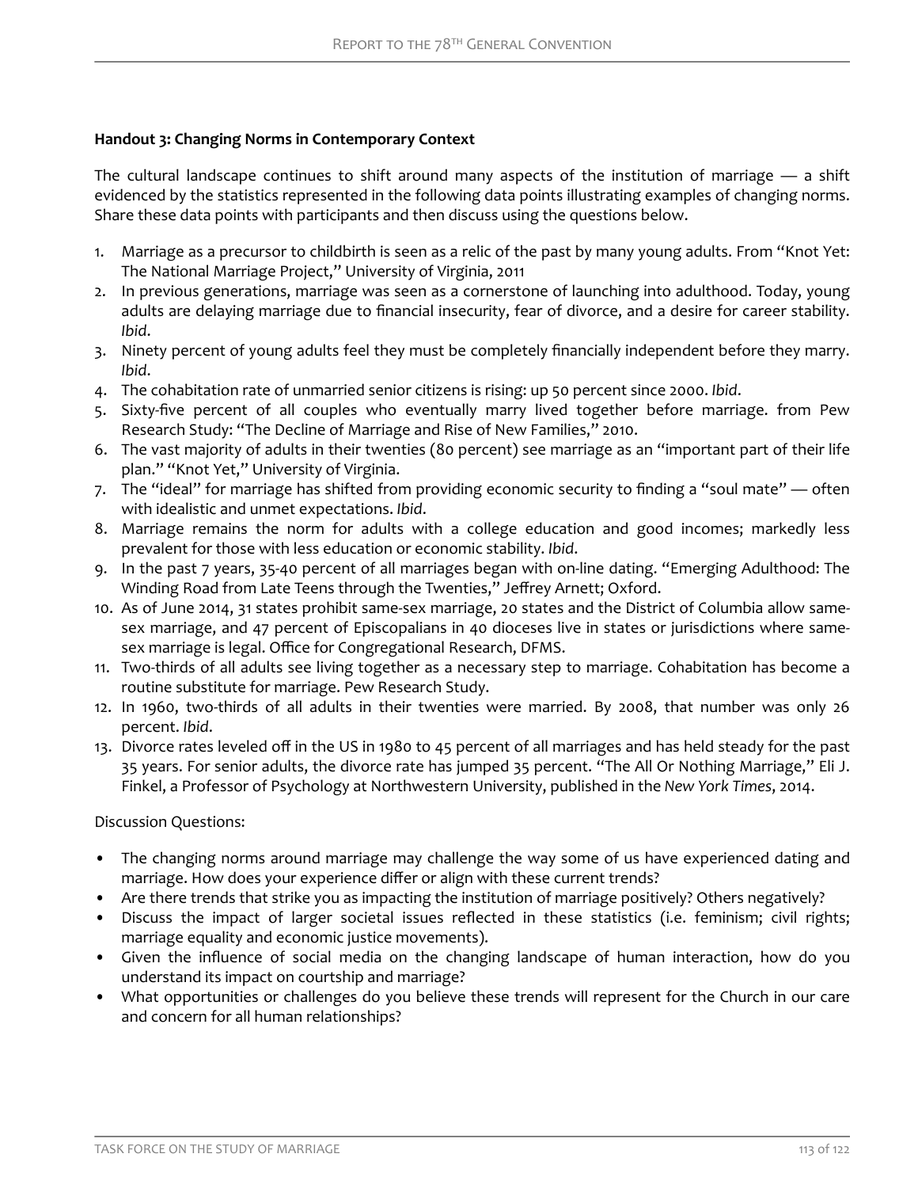**Handout 3: Changing Norms in Contemporary Context**

The cultural landscape continues to shift around many aspects of the institution of marriage — a shift evidenced by the statistics represented in the following data points illustrating examples of changing norms. Share these data points with participants and then discuss using the questions below.

1. Marriage as a precursor to childbirth is seen as a relic of the past by many young adults. From "Knot Yet: The National Marriage Project," University of Virginia, 2011
2. In previous generations, marriage was seen as a cornerstone of launching into adulthood. Today, young adults are delaying marriage due to financial insecurity, fear of divorce, and a desire for career stability. *Ibid*.
3. Ninety percent of young adults feel they must be completely financially independent before they marry. *Ibid*.
4. The cohabitation rate of unmarried senior citizens is rising: up 50 percent since 2000. *Ibid*.
5. Sixty-five percent of all couples who eventually marry lived together before marriage. from Pew Research Study: "The Decline of Marriage and Rise of New Families," 2010.
6. The vast majority of adults in their twenties (80 percent) see marriage as an "important part of their life plan." "Knot Yet," University of Virginia.
7. The "ideal" for marriage has shifted from providing economic security to finding a "soul mate" — often with idealistic and unmet expectations. *Ibid*.
8. Marriage remains the norm for adults with a college education and good incomes; markedly less prevalent for those with less education or economic stability. *Ibid*.
9. In the past 7 years, 35-40 percent of all marriages began with on-line dating. "Emerging Adulthood: The Winding Road from Late Teens through the Twenties," Jeffrey Arnett; Oxford.
10. As of June 2014, 31 states prohibit same-sex marriage, 20 states and the District of Columbia allow same-sex marriage, and 47 percent of Episcopalians in 40 dioceses live in states or jurisdictions where same-sex marriage is legal. Office for Congregational Research, DFMS.
11. Two-thirds of all adults see living together as a necessary step to marriage. Cohabitation has become a routine substitute for marriage. Pew Research Study.
12. In 1960, two-thirds of all adults in their twenties were married. By 2008, that number was only 26 percent. *Ibid*.
13. Divorce rates leveled off in the US in 1980 to 45 percent of all marriages and has held steady for the past 35 years. For senior adults, the divorce rate has jumped 35 percent. "The All Or Nothing Marriage," Eli J. Finkel, a Professor of Psychology at Northwestern University, published in the *New York Times*, 2014.

Discussion Questions:

- The changing norms around marriage may challenge the way some of us have experienced dating and marriage. How does your experience differ or align with these current trends?
- Are there trends that strike you as impacting the institution of marriage positively? Others negatively?
- Discuss the impact of larger societal issues reflected in these statistics (i.e. feminism; civil rights; marriage equality and economic justice movements).
- Given the influence of social media on the changing landscape of human interaction, how do you understand its impact on courtship and marriage?
- What opportunities or challenges do you believe these trends will represent for the Church in our care and concern for all human relationships?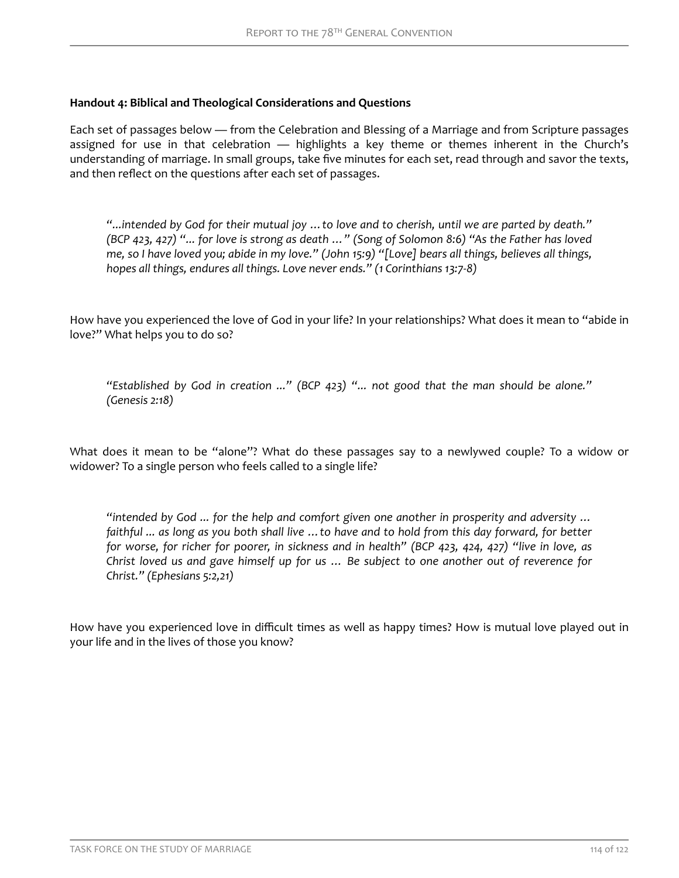**Handout 4: Biblical and Theological Considerations and Questions**

Each set of passages below — from the Celebration and Blessing of a Marriage and from Scripture passages assigned for use in that celebration — highlights a key theme or themes inherent in the Church's understanding of marriage. In small groups, take five minutes for each set, read through and savor the texts, and then reflect on the questions after each set of passages.

> *"...intended by God for their mutual joy … to love and to cherish, until we are parted by death." (BCP 423, 427) "... for love is strong as death …" (Song of Solomon 8:6) "As the Father has loved me, so I have loved you; abide in my love." (John 15:9) "[Love] bears all things, believes all things, hopes all things, endures all things. Love never ends." (1 Corinthians 13:7-8)*

How have you experienced the love of God in your life? In your relationships? What does it mean to "abide in love?" What helps you to do so?

> *"Established by God in creation ..." (BCP 423) "... not good that the man should be alone." (Genesis 2:18)*

What does it mean to be "alone"? What do these passages say to a newlywed couple? To a widow or widower? To a single person who feels called to a single life?

> *"intended by God ... for the help and comfort given one another in prosperity and adversity … faithful ... as long as you both shall live … to have and to hold from this day forward, for better for worse, for richer for poorer, in sickness and in health" (BCP 423, 424, 427) "live in love, as Christ loved us and gave himself up for us … Be subject to one another out of reverence for Christ." (Ephesians 5:2,21)*

How have you experienced love in difficult times as well as happy times? How is mutual love played out in your life and in the lives of those you know?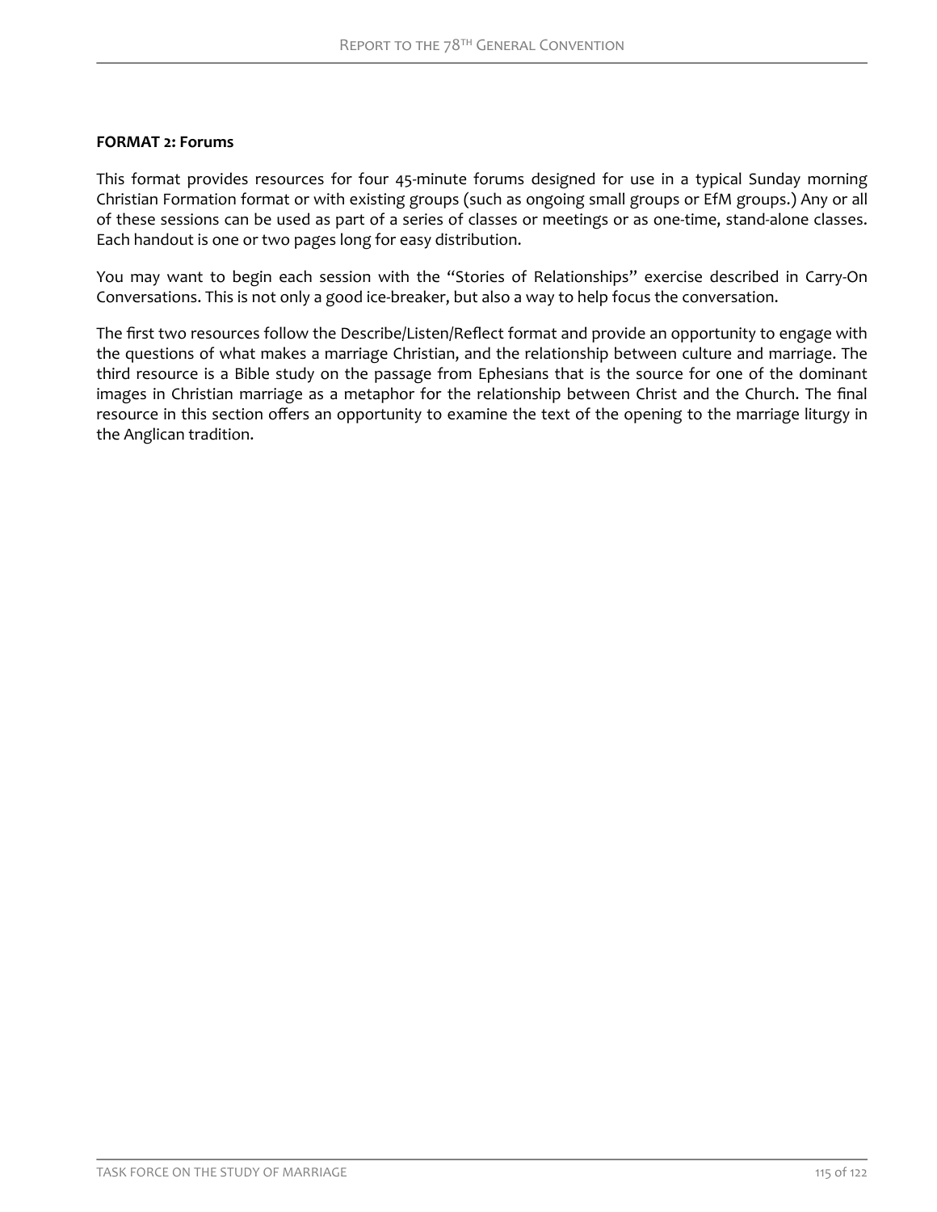**FORMAT 2: Forums**

This format provides resources for four 45-minute forums designed for use in a typical Sunday morning Christian Formation format or with existing groups (such as ongoing small groups or EfM groups.) Any or all of these sessions can be used as part of a series of classes or meetings or as one-time, stand-alone classes. Each handout is one or two pages long for easy distribution.

You may want to begin each session with the "Stories of Relationships" exercise described in Carry-On Conversations. This is not only a good ice-breaker, but also a way to help focus the conversation.

The first two resources follow the Describe/Listen/Reflect format and provide an opportunity to engage with the questions of what makes a marriage Christian, and the relationship between culture and marriage. The third resource is a Bible study on the passage from Ephesians that is the source for one of the dominant images in Christian marriage as a metaphor for the relationship between Christ and the Church. The final resource in this section offers an opportunity to examine the text of the opening to the marriage liturgy in the Anglican tradition.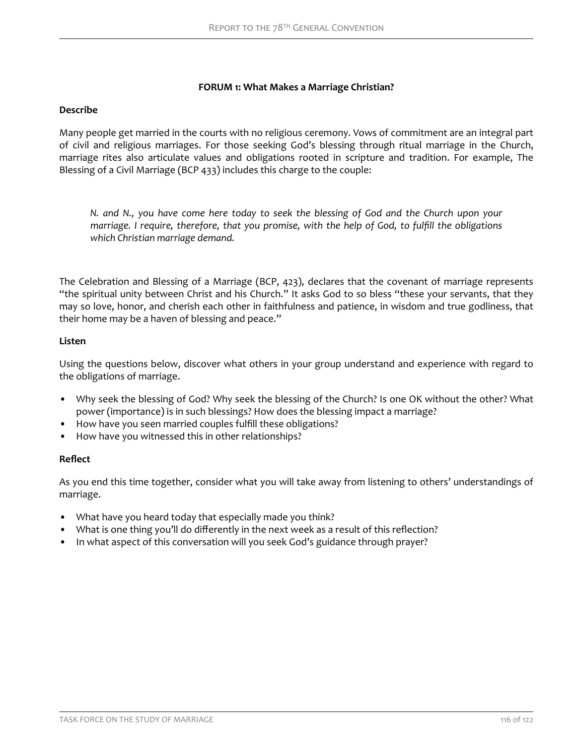### FORUM 1: What Makes a Marriage Christian?

**Describe**

Many people get married in the courts with no religious ceremony. Vows of commitment are an integral part of civil and religious marriages. For those seeking God's blessing through ritual marriage in the Church, marriage rites also articulate values and obligations rooted in scripture and tradition. For example, The Blessing of a Civil Marriage (BCP 433) includes this charge to the couple:

> *N. and N., you have come here today to seek the blessing of God and the Church upon your marriage. I require, therefore, that you promise, with the help of God, to fulfill the obligations which Christian marriage demand.*

The Celebration and Blessing of a Marriage (BCP, 423), declares that the covenant of marriage represents "the spiritual unity between Christ and his Church." It asks God to so bless "these your servants, that they may so love, honor, and cherish each other in faithfulness and patience, in wisdom and true godliness, that their home may be a haven of blessing and peace."

**Listen**

Using the questions below, discover what others in your group understand and experience with regard to the obligations of marriage.

- Why seek the blessing of God? Why seek the blessing of the Church? Is one OK without the other? What power (importance) is in such blessings? How does the blessing impact a marriage?
- How have you seen married couples fulfill these obligations?
- How have you witnessed this in other relationships?

**Reflect**

As you end this time together, consider what you will take away from listening to others' understandings of marriage.

- What have you heard today that especially made you think?
- What is one thing you'll do differently in the next week as a result of this reflection?
- In what aspect of this conversation will you seek God's guidance through prayer?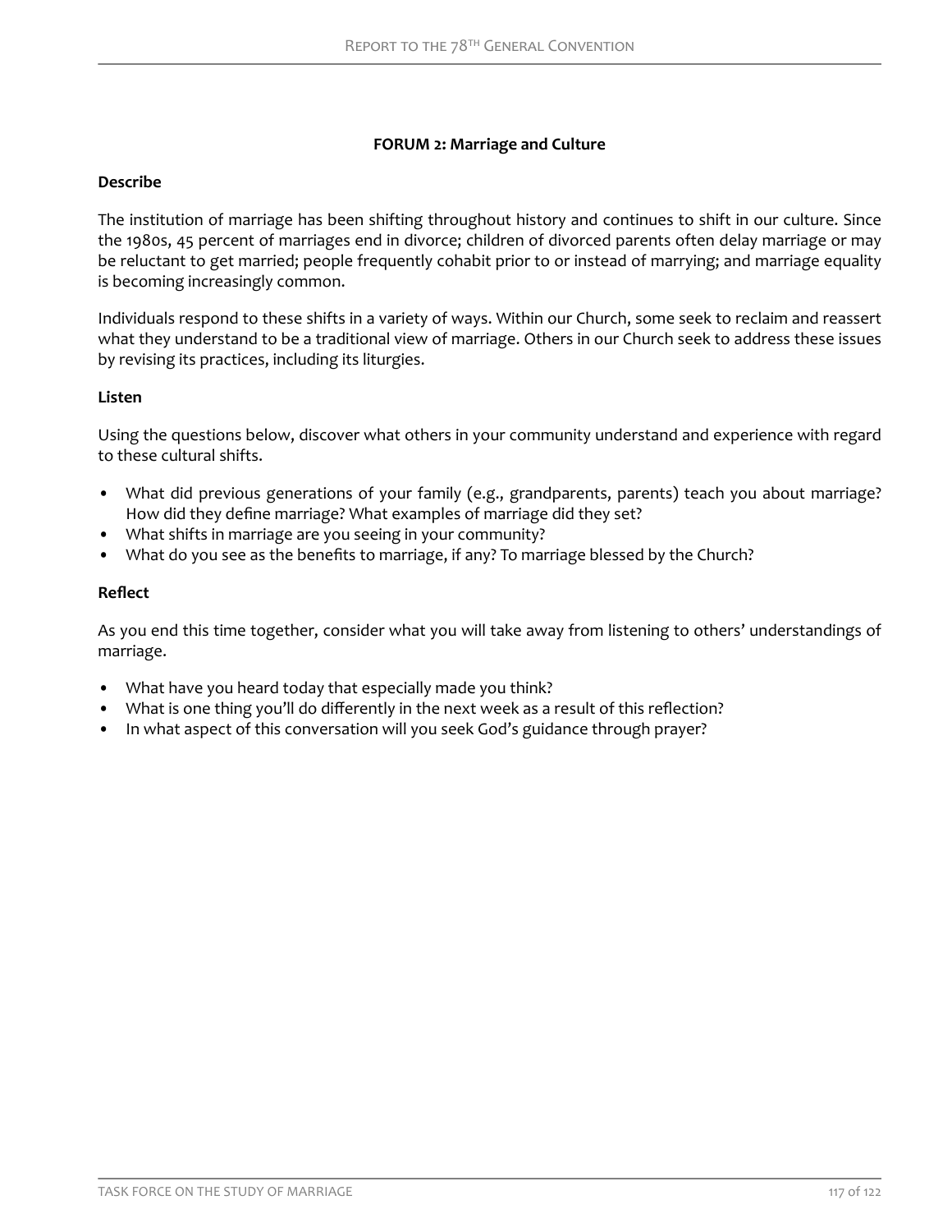## FORUM 2: Marriage and Culture

**Describe**

The institution of marriage has been shifting throughout history and continues to shift in our culture. Since the 1980s, 45 percent of marriages end in divorce; children of divorced parents often delay marriage or may be reluctant to get married; people frequently cohabit prior to or instead of marrying; and marriage equality is becoming increasingly common.

Individuals respond to these shifts in a variety of ways. Within our Church, some seek to reclaim and reassert what they understand to be a traditional view of marriage. Others in our Church seek to address these issues by revising its practices, including its liturgies.

**Listen**

Using the questions below, discover what others in your community understand and experience with regard to these cultural shifts.

- What did previous generations of your family (e.g., grandparents, parents) teach you about marriage? How did they define marriage? What examples of marriage did they set?
- What shifts in marriage are you seeing in your community?
- What do you see as the benefits to marriage, if any? To marriage blessed by the Church?

**Reflect**

As you end this time together, consider what you will take away from listening to others' understandings of marriage.

- What have you heard today that especially made you think?
- What is one thing you'll do differently in the next week as a result of this reflection?
- In what aspect of this conversation will you seek God's guidance through prayer?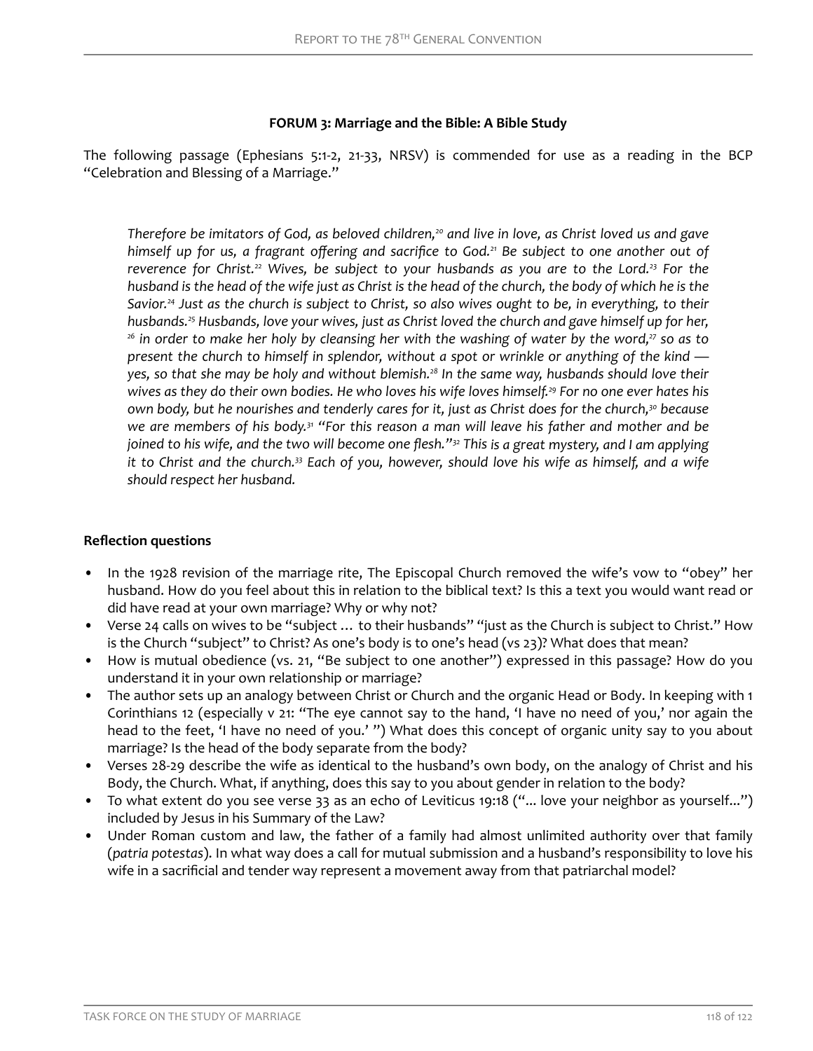**FORUM 3: Marriage and the Bible: A Bible Study**

The following passage (Ephesians 5:1-2, 21-33, NRSV) is commended for use as a reading in the BCP "Celebration and Blessing of a Marriage."

> *Therefore be imitators of God, as beloved children,[20] and live in love, as Christ loved us and gave himself up for us, a fragrant offering and sacrifice to God.[21] Be subject to one another out of reverence for Christ.[22] Wives, be subject to your husbands as you are to the Lord.[23] For the husband is the head of the wife just as Christ is the head of the church, the body of which he is the Savior.[24] Just as the church is subject to Christ, so also wives ought to be, in everything, to their husbands.[25] Husbands, love your wives, just as Christ loved the church and gave himself up for her,[26] in order to make her holy by cleansing her with the washing of water by the word,[27] so as to present the church to himself in splendor, without a spot or wrinkle or anything of the kind — yes, so that she may be holy and without blemish.[28] In the same way, husbands should love their wives as they do their own bodies. He who loves his wife loves himself.[29] For no one ever hates his own body, but he nourishes and tenderly cares for it, just as Christ does for the church,[30] because we are members of his body.[31] "For this reason a man will leave his father and mother and be joined to his wife, and the two will become one flesh."[32] This is a great mystery, and I am applying it to Christ and the church.[33] Each of you, however, should love his wife as himself, and a wife should respect her husband.*

**Reflection questions**

- In the 1928 revision of the marriage rite, The Episcopal Church removed the wife's vow to "obey" her husband. How do you feel about this in relation to the biblical text? Is this a text you would want read or did have read at your own marriage? Why or why not?
- Verse 24 calls on wives to be "subject … to their husbands" "just as the Church is subject to Christ." How is the Church "subject" to Christ? As one's body is to one's head (vs 23)? What does that mean?
- How is mutual obedience (vs. 21, "Be subject to one another") expressed in this passage? How do you understand it in your own relationship or marriage?
- The author sets up an analogy between Christ or Church and the organic Head or Body. In keeping with 1 Corinthians 12 (especially v 21: "The eye cannot say to the hand, 'I have no need of you,' nor again the head to the feet, 'I have no need of you.' ") What does this concept of organic unity say to you about marriage? Is the head of the body separate from the body?
- Verses 28-29 describe the wife as identical to the husband's own body, on the analogy of Christ and his Body, the Church. What, if anything, does this say to you about gender in relation to the body?
- To what extent do you see verse 33 as an echo of Leviticus 19:18 ("... love your neighbor as yourself...") included by Jesus in his Summary of the Law?
- Under Roman custom and law, the father of a family had almost unlimited authority over that family (*patria potestas*). In what way does a call for mutual submission and a husband's responsibility to love his wife in a sacrificial and tender way represent a movement away from that patriarchal model?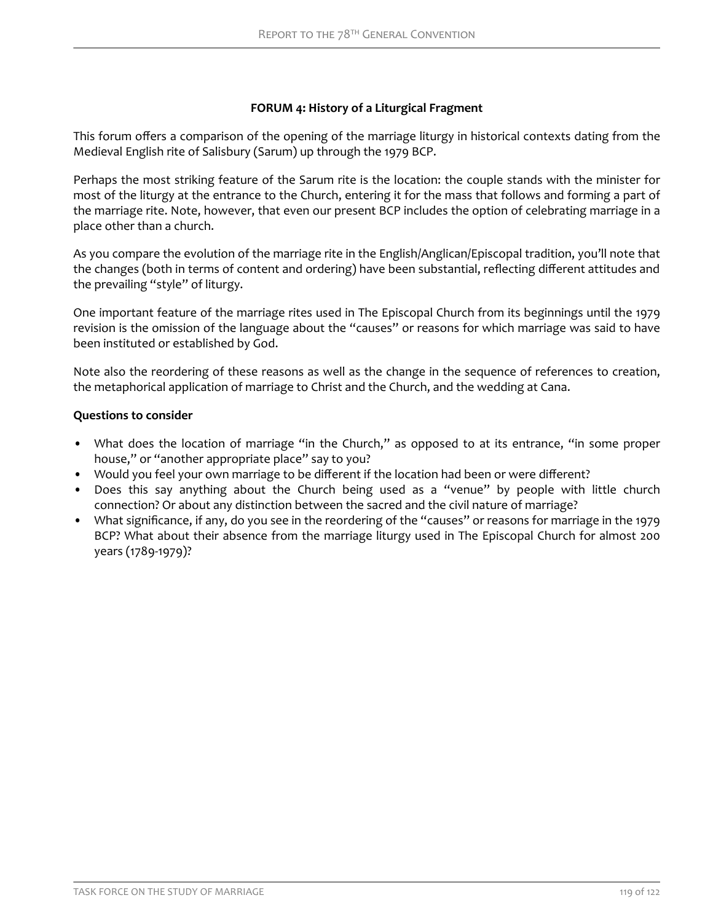### FORUM 4: History of a Liturgical Fragment

This forum offers a comparison of the opening of the marriage liturgy in historical contexts dating from the Medieval English rite of Salisbury (Sarum) up through the 1979 BCP.

Perhaps the most striking feature of the Sarum rite is the location: the couple stands with the minister for most of the liturgy at the entrance to the Church, entering it for the mass that follows and forming a part of the marriage rite. Note, however, that even our present BCP includes the option of celebrating marriage in a place other than a church.

As you compare the evolution of the marriage rite in the English/Anglican/Episcopal tradition, you'll note that the changes (both in terms of content and ordering) have been substantial, reflecting different attitudes and the prevailing "style" of liturgy.

One important feature of the marriage rites used in The Episcopal Church from its beginnings until the 1979 revision is the omission of the language about the "causes" or reasons for which marriage was said to have been instituted or established by God.

Note also the reordering of these reasons as well as the change in the sequence of references to creation, the metaphorical application of marriage to Christ and the Church, and the wedding at Cana.

**Questions to consider**

- What does the location of marriage "in the Church," as opposed to at its entrance, "in some proper house," or "another appropriate place" say to you?
- Would you feel your own marriage to be different if the location had been or were different?
- Does this say anything about the Church being used as a "venue" by people with little church connection? Or about any distinction between the sacred and the civil nature of marriage?
- What significance, if any, do you see in the reordering of the "causes" or reasons for marriage in the 1979 BCP? What about their absence from the marriage liturgy used in The Episcopal Church for almost 200 years (1789-1979)?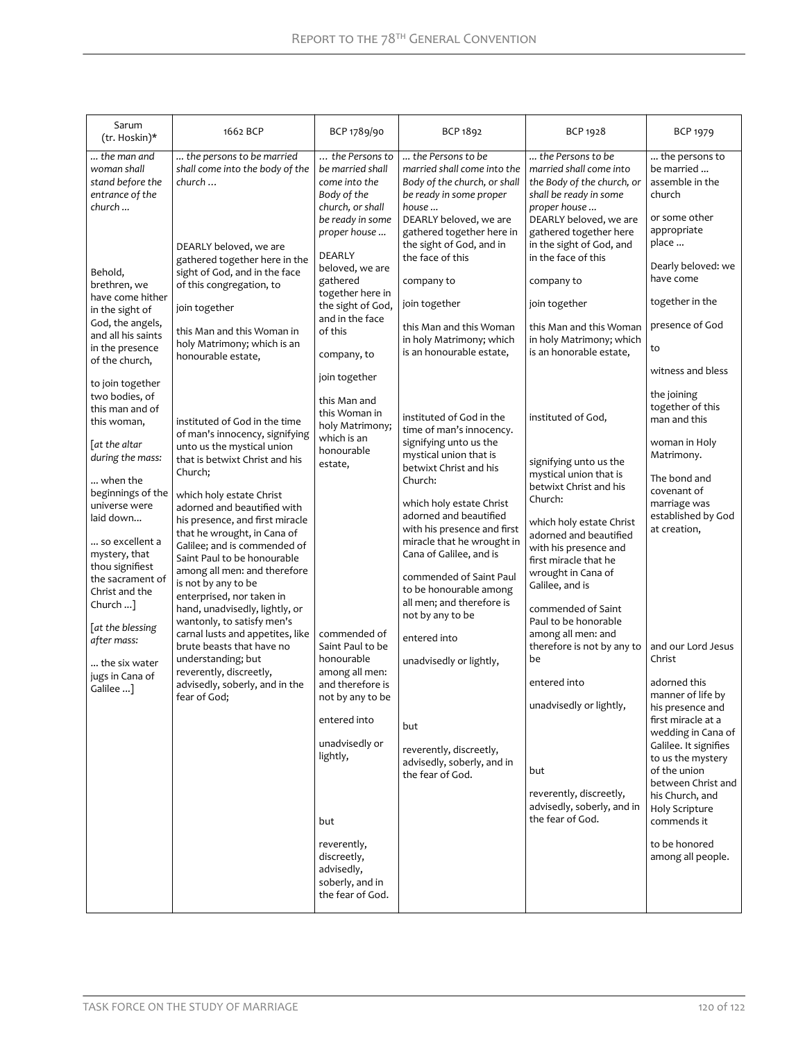| Sarum (tr. Hoskin)* | 1662 BCP | BCP 1789/90 | BCP 1892 | BCP 1928 | BCP 1979 |
|---|---|---|---|---|---|
| *... the man and woman shall stand before the entrance of the church ...*<br><br>Behold, brethren, we have come hither in the sight of God, the angels, and all his saints in the presence of the church,<br><br>to join together two bodies, of this man and of this woman,<br><br>[*at the altar during the mass:*<br><br>... when the beginnings of the universe were laid down...<br><br>... so excellent a mystery, that thou signifiest the sacrament of Christ and the Church ...]<br><br>[*at the blessing after mass:*<br><br>... the six water jugs in Cana of Galilee ...] | *... the persons to be married shall come into the body of the church ...*<br><br>DEARLY beloved, we are gathered together here in the sight of God, and in the face of this congregation, to<br><br>join together<br><br>this Man and this Woman in holy Matrimony; which is an honourable estate,<br><br>instituted of God in the time of man's innocency, signifying unto us the mystical union that is betwixt Christ and his Church;<br><br>which holy estate Christ adorned and beautified with his presence, and first miracle that he wrought, in Cana of Galilee; and is commended of Saint Paul to be honourable among all men: and therefore is not by any to be enterprised, nor taken in hand, unadvisedly, lightly, or wantonly, to satisfy men's carnal lusts and appetites, like brute beasts that have no understanding; but reverently, discreetly, advisedly, soberly, and in the fear of God; | *... the Persons to be married shall come into the Body of the church, or shall be ready in some proper house ...*<br><br>DEARLY beloved, we are gathered together here in the sight of God, and in the face of this<br><br>company, to<br><br>join together<br><br>this Man and this Woman in holy Matrimony; which is an honourable estate,<br><br>commended of Saint Paul to be honourable among all men: and therefore is not by any to be<br><br>entered into<br><br>unadvisedly or lightly,<br><br>but<br><br>reverently, discreetly, advisedly, soberly, and in the fear of God. | *... the Persons to be married shall come into the Body of the church, or shall be ready in some proper house ...*<br>DEARLY beloved, we are gathered together here in the sight of God, and in the face of this<br><br>company to<br><br>join together<br><br>this Man and this Woman in holy Matrimony; which is an honourable estate,<br><br>instituted of God in the time of man's innocency. signifying unto us the mystical union that is betwixt Christ and his Church:<br><br>which holy estate Christ adorned and beautified with his presence and first miracle that he wrought in Cana of Galilee, and is<br><br>commended of Saint Paul to be honourable among all men; and therefore is not by any to be<br><br>entered into<br><br>unadvisedly or lightly,<br><br>but<br><br>reverently, discreetly, advisedly, soberly, and in the fear of God. | *... the Persons to be married shall come into the Body of the church, or shall be ready in some proper house ...*<br>DEARLY beloved, we are gathered together here in the sight of God, and in the face of this<br><br>company to<br><br>join together<br><br>this Man and this Woman in holy Matrimony; which is an honorable estate,<br><br>instituted of God,<br><br>signifying unto us the mystical union that is betwixt Christ and his Church:<br><br>which holy estate Christ adorned and beautified with his presence and first miracle that he wrought in Cana of Galilee, and is<br><br>commended of Saint Paul to be honorable among all men: and therefore is not by any to be<br><br>entered into<br><br>unadvisedly or lightly,<br><br>but<br><br>reverently, discreetly, advisedly, soberly, and in the fear of God. | ... the persons to be married ... assemble in the church<br><br>or some other appropriate place ...<br><br>Dearly beloved: we have come<br><br>together in the<br><br>presence of God<br><br>to<br><br>witness and bless<br><br>the joining together of this man and this<br><br>woman in Holy Matrimony.<br><br>The bond and covenant of marriage was established by God at creation,<br><br>and our Lord Jesus Christ<br><br>adorned this manner of life by his presence and first miracle at a wedding in Cana of Galilee. It signifies to us the mystery of the union between Christ and his Church, and Holy Scripture commends it<br><br>to be honored among all people. |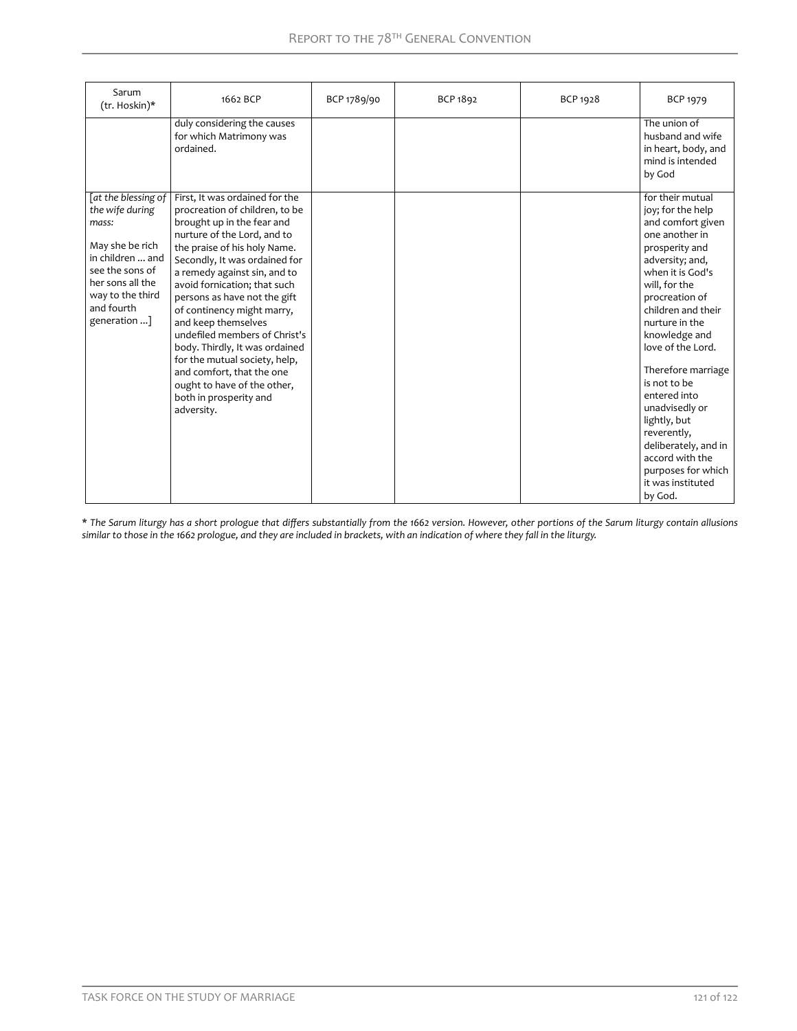| Sarum (tr. Hoskin)* | 1662 BCP | BCP 1789/90 | BCP 1892 | BCP 1928 | BCP 1979 |
|---|---|---|---|---|---|
| | duly considering the causes for which Matrimony was ordained. | | | | The union of husband and wife in heart, body, and mind is intended by God |
| [*at the blessing of the wife during mass:*<br><br>May she be rich in children ... and see the sons of her sons all the way to the third and fourth generation ...] | First, It was ordained for the procreation of children, to be brought up in the fear and nurture of the Lord, and to the praise of his holy Name. Secondly, It was ordained for a remedy against sin, and to avoid fornication; that such persons as have not the gift of continency might marry, and keep themselves undefiled members of Christ's body. Thirdly, It was ordained for the mutual society, help, and comfort, that the one ought to have of the other, both in prosperity and adversity. | | | | for their mutual joy; for the help and comfort given one another in prosperity and adversity; and, when it is God's will, for the procreation of children and their nurture in the knowledge and love of the Lord.<br><br>Therefore marriage is not to be entered into unadvisedly or lightly, but reverently, deliberately, and in accord with the purposes for which it was instituted by God. |

*\* The Sarum liturgy has a short prologue that differs substantially from the 1662 version. However, other portions of the Sarum liturgy contain allusions similar to those in the 1662 prologue, and they are included in brackets, with an indication of where they fall in the liturgy.*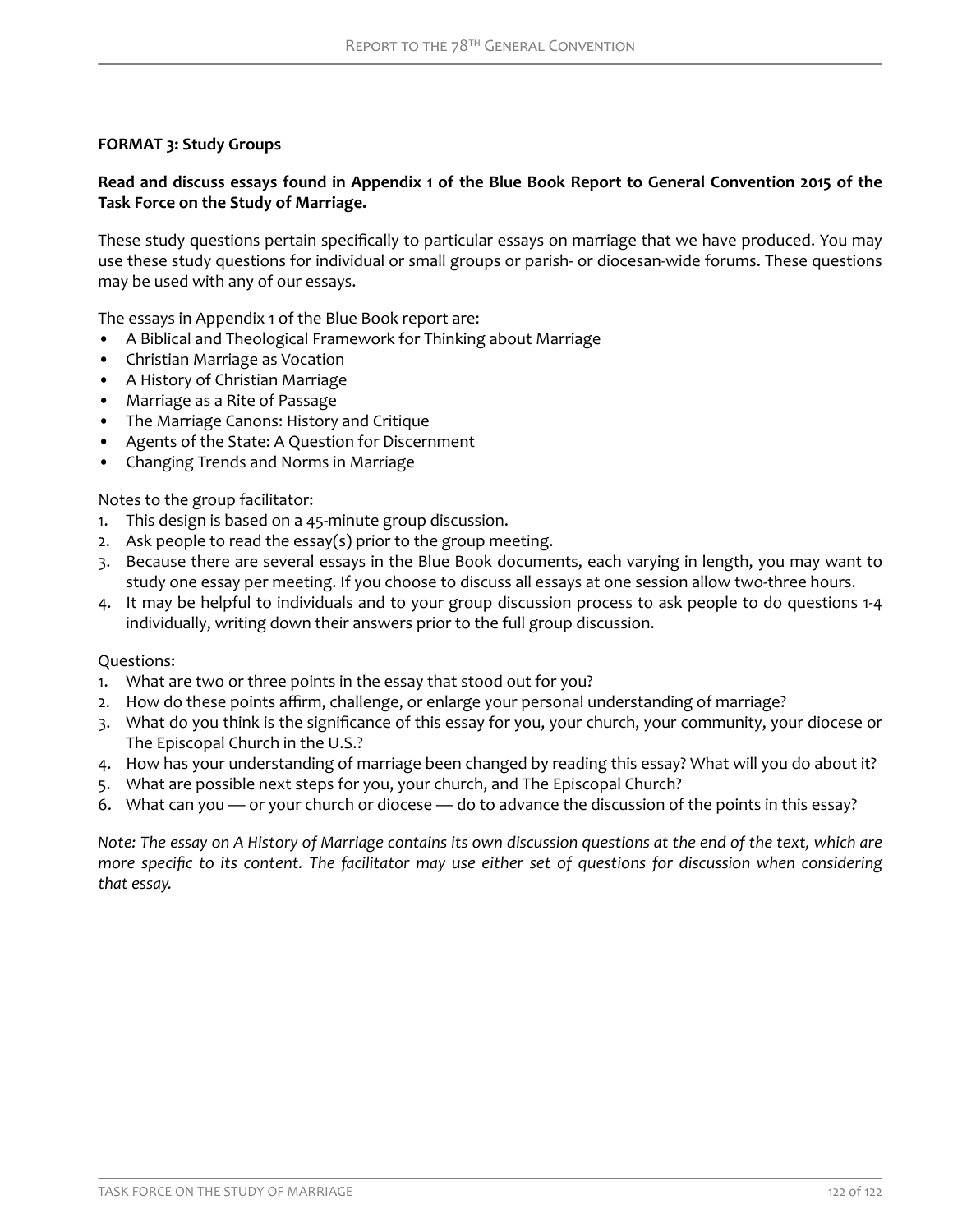**FORMAT 3: Study Groups**

**Read and discuss essays found in Appendix 1 of the Blue Book Report to General Convention 2015 of the Task Force on the Study of Marriage.**

These study questions pertain specifically to particular essays on marriage that we have produced. You may use these study questions for individual or small groups or parish- or diocesan-wide forums. These questions may be used with any of our essays.

The essays in Appendix 1 of the Blue Book report are:

- A Biblical and Theological Framework for Thinking about Marriage
- Christian Marriage as Vocation
- A History of Christian Marriage
- Marriage as a Rite of Passage
- The Marriage Canons: History and Critique
- Agents of the State: A Question for Discernment
- Changing Trends and Norms in Marriage

Notes to the group facilitator:

1. This design is based on a 45-minute group discussion.
2. Ask people to read the essay(s) prior to the group meeting.
3. Because there are several essays in the Blue Book documents, each varying in length, you may want to study one essay per meeting. If you choose to discuss all essays at one session allow two-three hours.
4. It may be helpful to individuals and to your group discussion process to ask people to do questions 1-4 individually, writing down their answers prior to the full group discussion.

Questions:

1. What are two or three points in the essay that stood out for you?
2. How do these points affirm, challenge, or enlarge your personal understanding of marriage?
3. What do you think is the significance of this essay for you, your church, your community, your diocese or The Episcopal Church in the U.S.?
4. How has your understanding of marriage been changed by reading this essay? What will you do about it?
5. What are possible next steps for you, your church, and The Episcopal Church?
6. What can you — or your church or diocese — do to advance the discussion of the points in this essay?

*Note: The essay on A History of Marriage contains its own discussion questions at the end of the text, which are more specific to its content. The facilitator may use either set of questions for discussion when considering that essay.*